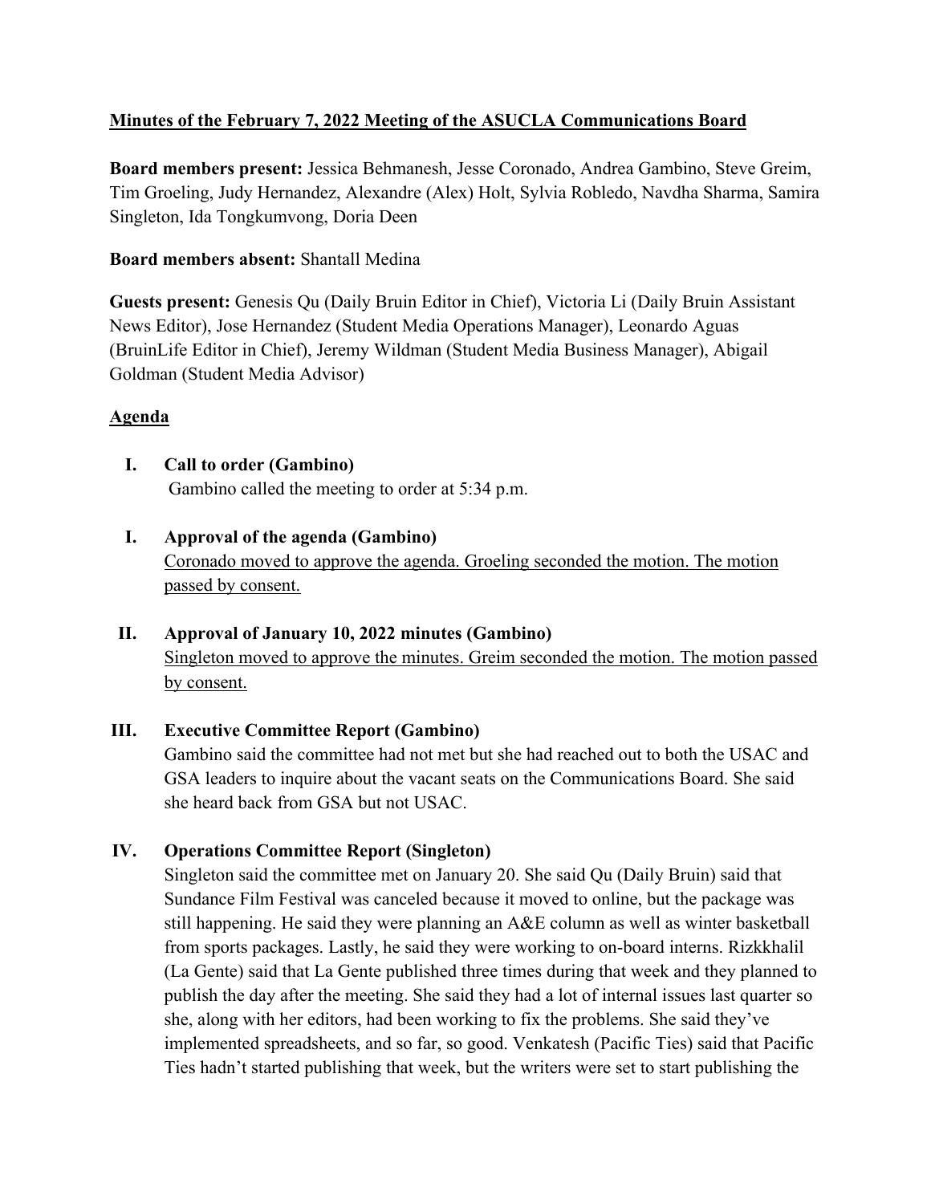**Minutes of the February 7, 2022 Meeting of the ASUCLA Communications Board**

**Board members present:** Jessica Behmanesh, Jesse Coronado, Andrea Gambino, Steve Greim, Tim Groeling, Judy Hernandez, Alexandre (Alex) Holt, Sylvia Robledo, Navdha Sharma, Samira Singleton, Ida Tongkumvong, Doria Deen

**Board members absent:** Shantall Medina

**Guests present:** Genesis Qu (Daily Bruin Editor in Chief), Victoria Li (Daily Bruin Assistant News Editor), Jose Hernandez (Student Media Operations Manager), Leonardo Aguas (BruinLife Editor in Chief), Jeremy Wildman (Student Media Business Manager), Abigail Goldman (Student Media Advisor)

**Agenda**

**I. Call to order (Gambino)**
Gambino called the meeting to order at 5:34 p.m.

**I. Approval of the agenda (Gambino)**
Coronado moved to approve the agenda. Groeling seconded the motion. The motion passed by consent.

**II. Approval of January 10, 2022 minutes (Gambino)**
Singleton moved to approve the minutes. Greim seconded the motion. The motion passed by consent.

**III. Executive Committee Report (Gambino)**
Gambino said the committee had not met but she had reached out to both the USAC and GSA leaders to inquire about the vacant seats on the Communications Board. She said she heard back from GSA but not USAC.

**IV. Operations Committee Report (Singleton)**
Singleton said the committee met on January 20. She said Qu (Daily Bruin) said that Sundance Film Festival was canceled because it moved to online, but the package was still happening. He said they were planning an A&E column as well as winter basketball from sports packages. Lastly, he said they were working to on-board interns. Rizkkhalil (La Gente) said that La Gente published three times during that week and they planned to publish the day after the meeting. She said they had a lot of internal issues last quarter so she, along with her editors, had been working to fix the problems. She said they've implemented spreadsheets, and so far, so good. Venkatesh (Pacific Ties) said that Pacific Ties hadn't started publishing that week, but the writers were set to start publishing the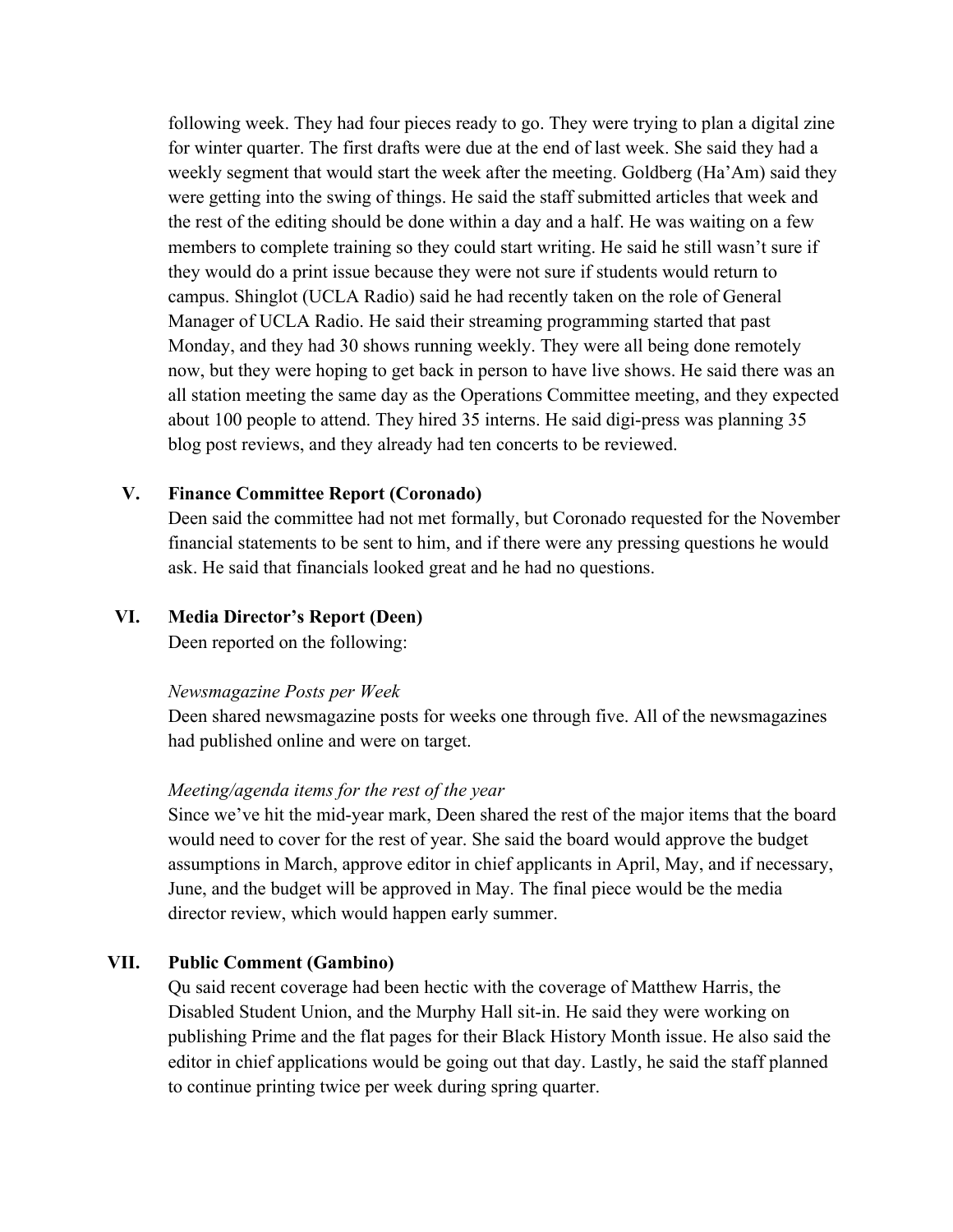following week. They had four pieces ready to go. They were trying to plan a digital zine for winter quarter. The first drafts were due at the end of last week. She said they had a weekly segment that would start the week after the meeting. Goldberg (Ha'Am) said they were getting into the swing of things. He said the staff submitted articles that week and the rest of the editing should be done within a day and a half. He was waiting on a few members to complete training so they could start writing. He said he still wasn't sure if they would do a print issue because they were not sure if students would return to campus. Shinglot (UCLA Radio) said he had recently taken on the role of General Manager of UCLA Radio. He said their streaming programming started that past Monday, and they had 30 shows running weekly. They were all being done remotely now, but they were hoping to get back in person to have live shows. He said there was an all station meeting the same day as the Operations Committee meeting, and they expected about 100 people to attend. They hired 35 interns. He said digi-press was planning 35 blog post reviews, and they already had ten concerts to be reviewed.

## V. Finance Committee Report (Coronado)

Deen said the committee had not met formally, but Coronado requested for the November financial statements to be sent to him, and if there were any pressing questions he would ask. He said that financials looked great and he had no questions.

## VI. Media Director's Report (Deen)

Deen reported on the following:

*Newsmagazine Posts per Week*

Deen shared newsmagazine posts for weeks one through five. All of the newsmagazines had published online and were on target.

*Meeting/agenda items for the rest of the year*

Since we've hit the mid-year mark, Deen shared the rest of the major items that the board would need to cover for the rest of year. She said the board would approve the budget assumptions in March, approve editor in chief applicants in April, May, and if necessary, June, and the budget will be approved in May. The final piece would be the media director review, which would happen early summer.

## VII. Public Comment (Gambino)

Qu said recent coverage had been hectic with the coverage of Matthew Harris, the Disabled Student Union, and the Murphy Hall sit-in. He said they were working on publishing Prime and the flat pages for their Black History Month issue. He also said the editor in chief applications would be going out that day. Lastly, he said the staff planned to continue printing twice per week during spring quarter.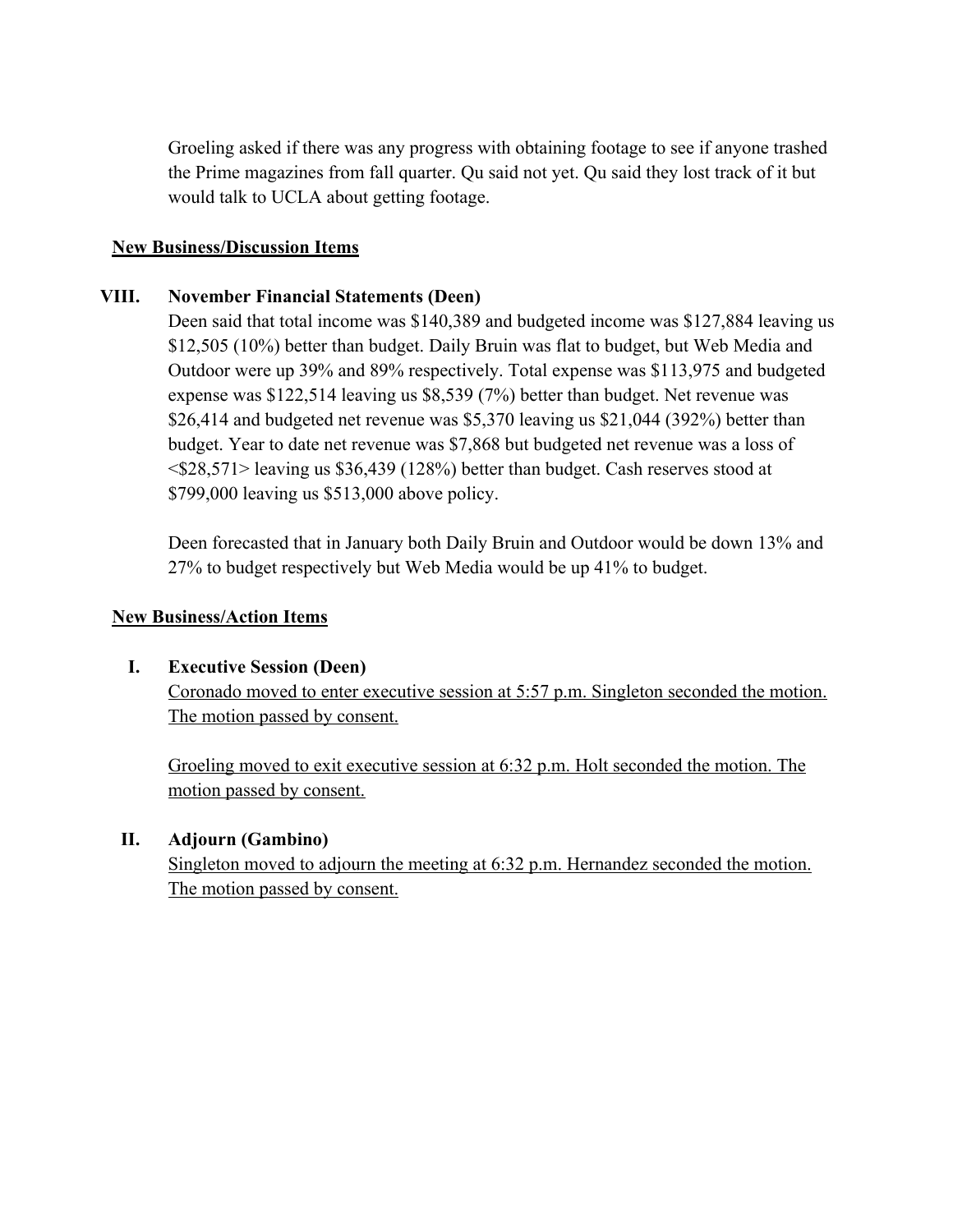Groeling asked if there was any progress with obtaining footage to see if anyone trashed the Prime magazines from fall quarter. Qu said not yet. Qu said they lost track of it but would talk to UCLA about getting footage.

**New Business/Discussion Items**

**VIII. November Financial Statements (Deen)**

Deen said that total income was $140,389 and budgeted income was $127,884 leaving us $12,505 (10%) better than budget. Daily Bruin was flat to budget, but Web Media and Outdoor were up 39% and 89% respectively. Total expense was $113,975 and budgeted expense was $122,514 leaving us $8,539 (7%) better than budget. Net revenue was $26,414 and budgeted net revenue was $5,370 leaving us $21,044 (392%) better than budget. Year to date net revenue was $7,868 but budgeted net revenue was a loss of <$28,571> leaving us $36,439 (128%) better than budget. Cash reserves stood at $799,000 leaving us $513,000 above policy.

Deen forecasted that in January both Daily Bruin and Outdoor would be down 13% and 27% to budget respectively but Web Media would be up 41% to budget.

**New Business/Action Items**

**I. Executive Session (Deen)**

Coronado moved to enter executive session at 5:57 p.m. Singleton seconded the motion. The motion passed by consent.

Groeling moved to exit executive session at 6:32 p.m. Holt seconded the motion. The motion passed by consent.

**II. Adjourn (Gambino)**

Singleton moved to adjourn the meeting at 6:32 p.m. Hernandez seconded the motion. The motion passed by consent.